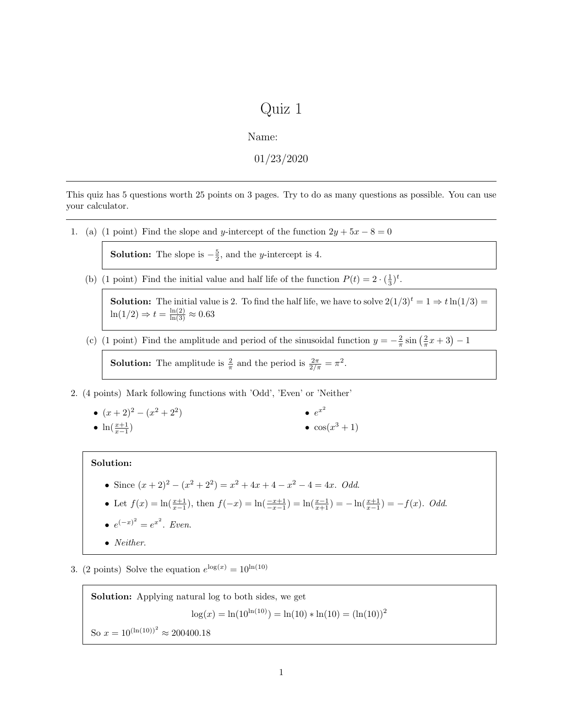# Quiz 1

Name:

01/23/2020

---

This quiz has 5 questions worth 25 points on 3 pages. Try to do as many questions as possible. You can use your calculator.

---

1. (a) (1 point) Find the slope and $y$-intercept of the function $2y + 5x - 8 = 0$

   > **Solution:** The slope is $-\frac{5}{2}$, and the $y$-intercept is 4.

   (b) (1 point) Find the initial value and half life of the function $P(t) = 2 \cdot (\frac{1}{3})^t$.

   > **Solution:** The initial value is 2. To find the half life, we have to solve $2(1/3)^t = 1 \Rightarrow t\ln(1/3) = \ln(1/2) \Rightarrow t = \frac{\ln(2)}{\ln(3)} \approx 0.63$

   (c) (1 point) Find the amplitude and period of the sinusoidal function $y = -\frac{2}{\pi}\sin\left(\frac{2}{\pi}x + 3\right) - 1$

   > **Solution:** The amplitude is $\frac{2}{\pi}$ and the period is $\frac{2\pi}{2/\pi} = \pi^2$.

2. (4 points) Mark following functions with 'Odd', 'Even' or 'Neither'

   - $(x+2)^2 - (x^2 + 2^2)$
   - $\ln(\frac{x+1}{x-1})$
   - $e^{x^2}$
   - $\cos(x^3 + 1)$

   > **Solution:**
   >
   > - Since $(x+2)^2 - (x^2 + 2^2) = x^2 + 4x + 4 - x^2 - 4 = 4x$. *Odd.*
   > - Let $f(x) = \ln(\frac{x+1}{x-1})$, then $f(-x) = \ln(\frac{-x+1}{-x-1}) = \ln(\frac{x-1}{x+1}) = -\ln(\frac{x+1}{x-1}) = -f(x)$. *Odd.*
   > - $e^{(-x)^2} = e^{x^2}$. *Even.*
   > - *Neither.*

3. (2 points) Solve the equation $e^{\log(x)} = 10^{\ln(10)}$

   > **Solution:** Applying natural log to both sides, we get
   >
   > $$\log(x) = \ln(10^{\ln(10)}) = \ln(10) * \ln(10) = (\ln(10))^2$$
   >
   > So $x = 10^{(\ln(10))^2} \approx 200400.18$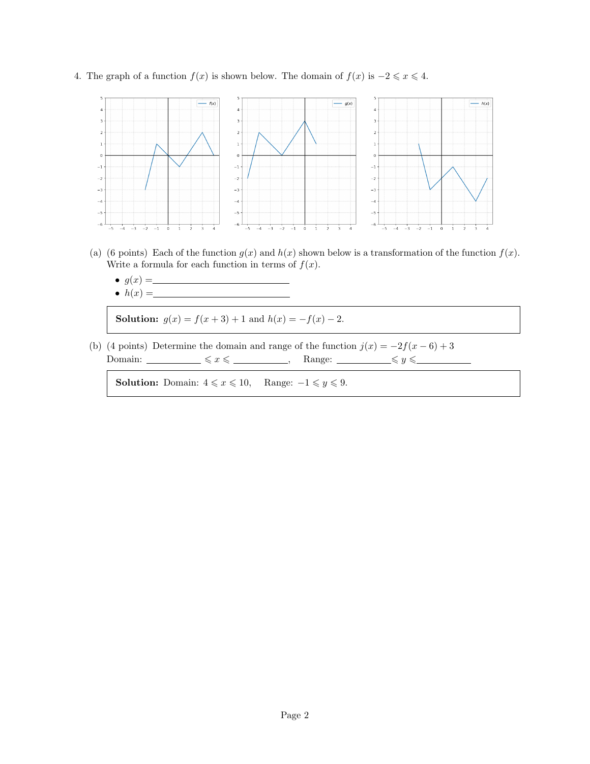4. The graph of a function $f(x)$ is shown below. The domain of $f(x)$ is $-2 \leqslant x \leqslant 4$.

(a) (6 points) Each of the function $g(x)$ and $h(x)$ shown below is a transformation of the function $f(x)$. Write a formula for each function in terms of $f(x)$.

- $g(x) =$ \_\_\_\_\_\_\_\_\_\_\_\_\_\_\_\_\_\_\_\_
- $h(x) =$ \_\_\_\_\_\_\_\_\_\_\_\_\_\_\_\_\_\_\_\_

> **Solution:** $g(x) = f(x + 3) + 1$ and $h(x) = -f(x) - 2$.

(b) (4 points) Determine the domain and range of the function $j(x) = -2f(x - 6) + 3$

Domain: \_\_\_\_\_\_\_\_ $\leqslant x \leqslant$ \_\_\_\_\_\_\_\_, Range: \_\_\_\_\_\_\_\_ $\leqslant y \leqslant$ \_\_\_\_\_\_\_\_

> **Solution:** Domain: $4 \leqslant x \leqslant 10$, Range: $-1 \leqslant y \leqslant 9$.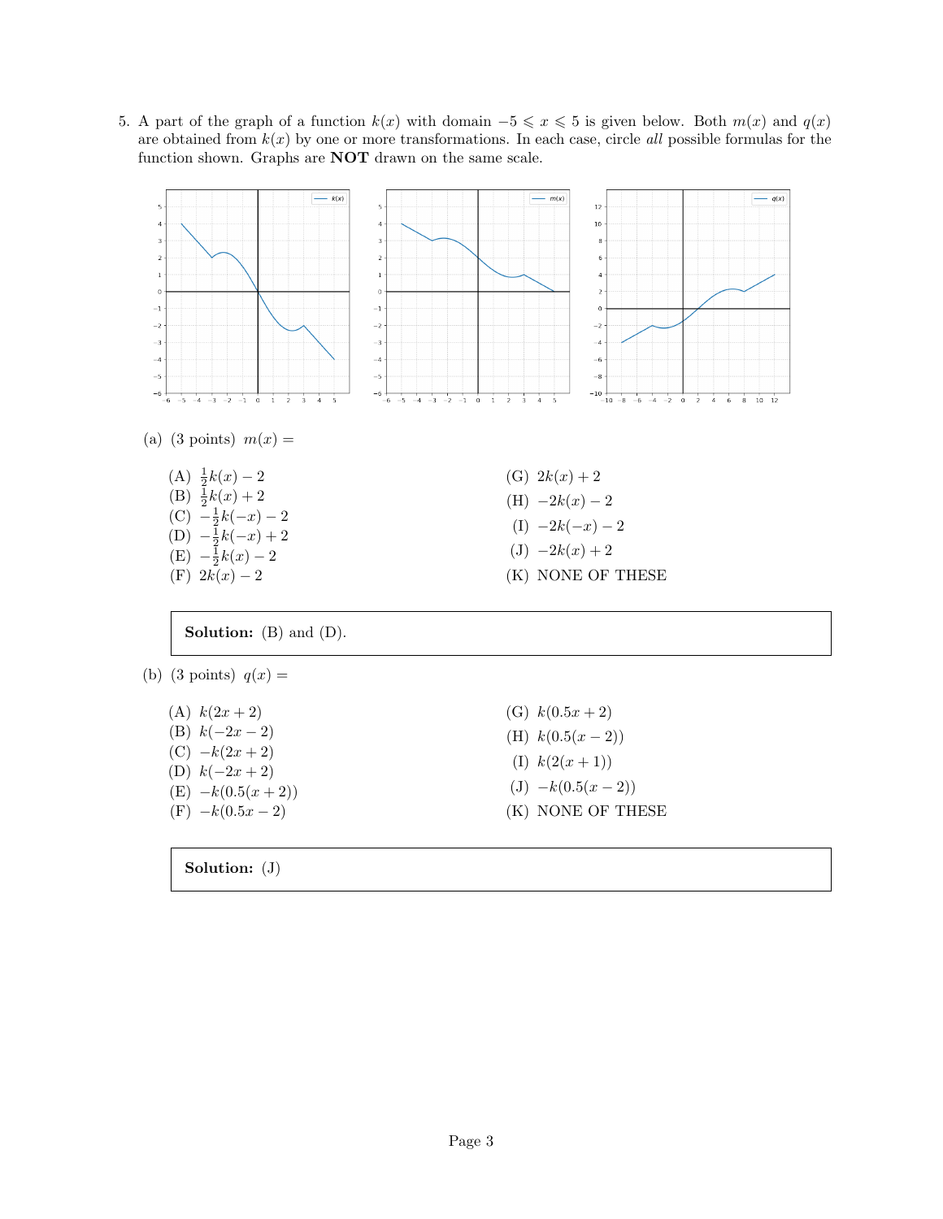5. A part of the graph of a function $k(x)$ with domain $-5 \leqslant x \leqslant 5$ is given below. Both $m(x)$ and $q(x)$ are obtained from $k(x)$ by one or more transformations. In each case, circle *all* possible formulas for the function shown. Graphs are **NOT** drawn on the same scale.

$k(x)$

5
4
3
2
1
0
−1
−2
−3
−4
−5
−6

−6 −5 −4 −3 −2 −1 0 1 2 3 4 5

$m(x)$

5
4
3
2
1
0
−1
−2
−3
−4
−5
−6

−6 −5 −4 −3 −2 −1 0 1 2 3 4 5

$q(x)$

12
10
8
6
4
2
0
−2
−4
−6
−8
−10

−10 −8 −6 −4 −2 0 2 4 6 8 10 12

(a) (3 points) $m(x) =$

(A) $\frac{1}{2}k(x) - 2$

(B) $\frac{1}{2}k(x) + 2$

(C) $-\frac{1}{2}k(-x) - 2$

(D) $-\frac{1}{2}k(-x) + 2$

(E) $-\frac{1}{2}k(x) - 2$

(F) $2k(x) - 2$

(G) $2k(x) + 2$

(H) $-2k(x) - 2$

(I) $-2k(-x) - 2$

(J) $-2k(x) + 2$

(K) NONE OF THESE

**Solution:** (B) and (D).

(b) (3 points) $q(x) =$

(A) $k(2x + 2)$

(B) $k(-2x - 2)$

(C) $-k(2x + 2)$

(D) $k(-2x + 2)$

(E) $-k(0.5(x + 2))$

(F) $-k(0.5x - 2)$

(G) $k(0.5x + 2)$

(H) $k(0.5(x - 2))$

(I) $k(2(x + 1))$

(J) $-k(0.5(x - 2))$

(K) NONE OF THESE

**Solution:** (J)